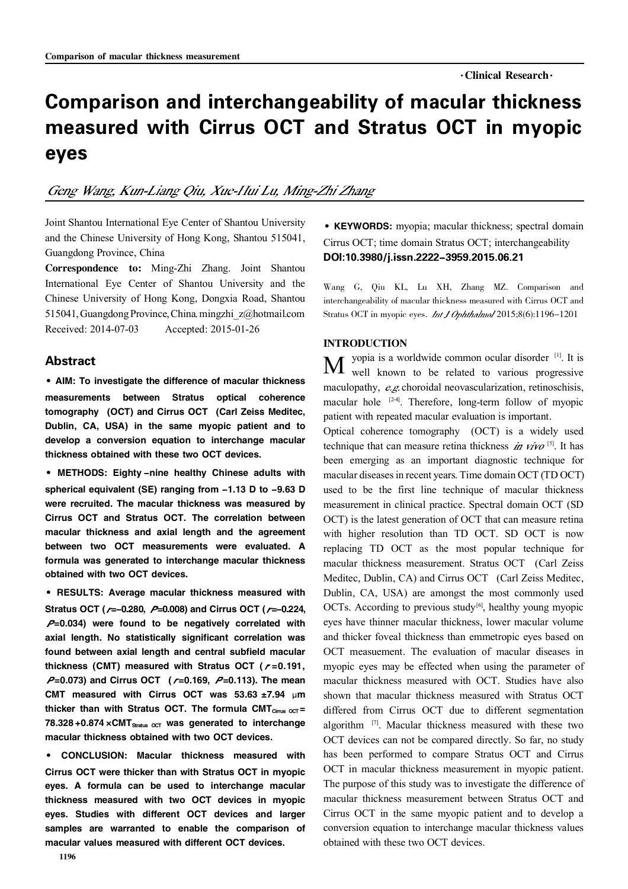·Clinical Research·

# Comparison and interchangeability of macular thickness measured with Cirrus OCT and Stratus OCT in myopic eyes

*Geng Wang, Kun-Liang Qiu, Xue-Hui Lu, Ming-Zhi Zhang*

Joint Shantou International Eye Center of Shantou University and the Chinese University of Hong Kong, Shantou 515041, Guangdong Province, China

**Correspondence to:** Ming-Zhi Zhang. Joint Shantou International Eye Center of Shantou University and the Chinese University of Hong Kong, Dongxia Road, Shantou 515041, Guangdong Province, China. mingzhi_z@hotmail.com

Received: 2014-07-03 Accepted: 2015-01-26

## Abstract

**• AIM: To investigate the difference of macular thickness measurements between Stratus optical coherence tomography (OCT) and Cirrus OCT (Carl Zeiss Meditec, Dublin, CA, USA) in the same myopic patient and to develop a conversion equation to interchange macular thickness obtained with these two OCT devices.**

**• METHODS: Eighty-nine healthy Chinese adults with spherical equivalent (SE) ranging from −1.13 D to −9.63 D were recruited. The macular thickness was measured by Cirrus OCT and Stratus OCT. The correlation between macular thickness and axial length and the agreement between two OCT measurements were evaluated. A formula was generated to interchange macular thickness obtained with two OCT devices.**

**• RESULTS: Average macular thickness measured with Stratus OCT (*r*=−0.280, *P*=0.008) and Cirrus OCT (*r*=−0.224, *P*=0.034) were found to be negatively correlated with axial length. No statistically significant correlation was found between axial length and central subfield macular thickness (CMT) measured with Stratus OCT (*r*=0.191, *P*=0.073) and Cirrus OCT (*r*=0.169, *P*=0.113). The mean CMT measured with Cirrus OCT was 53.63±7.94 μm thicker than with Stratus OCT. The formula $CMT_{Cirrus\ OCT}=78.328+0.874\times CMT_{Stratus\ OCT}$ was generated to interchange macular thickness obtained with two OCT devices.**

**• CONCLUSION: Macular thickness measured with Cirrus OCT were thicker than with Stratus OCT in myopic eyes. A formula can be used to interchange macular thickness measured with two OCT devices in myopic eyes. Studies with different OCT devices and larger samples are warranted to enable the comparison of macular values measured with different OCT devices.**

**• KEYWORDS:** myopia; macular thickness; spectral domain Cirrus OCT; time domain Stratus OCT; interchangeability

**DOI:10.3980/j.issn.2222-3959.2015.06.21**

Wang G, Qiu KL, Lu XH, Zhang MZ. Comparison and interchangeability of macular thickness measured with Cirrus OCT and Stratus OCT in myopic eyes. *Int J Ophthalmol* 2015;8(6):1196-1201

## INTRODUCTION

Myopia is a worldwide common ocular disorder [1]. It is well known to be related to various progressive maculopathy, *e.g.* choroidal neovascularization, retinoschisis, macular hole [2-4]. Therefore, long-term follow of myopic patient with repeated macular evaluation is important.

Optical coherence tomography (OCT) is a widely used technique that can measure retina thickness *in vivo* [5]. It has been emerging as an important diagnostic technique for macular diseases in recent years. Time domain OCT (TD OCT) used to be the first line technique of macular thickness measurement in clinical practice. Spectral domain OCT (SD OCT) is the latest generation of OCT that can measure retina with higher resolution than TD OCT. SD OCT is now replacing TD OCT as the most popular technique for macular thickness measurement. Stratus OCT (Carl Zeiss Meditec, Dublin, CA) and Cirrus OCT (Carl Zeiss Meditec, Dublin, CA, USA) are amongst the most commonly used OCTs. According to previous study[6], healthy young myopic eyes have thinner macular thickness, lower macular volume and thicker foveal thickness than emmetropic eyes based on OCT measuement. The evaluation of macular diseases in myopic eyes may be effected when using the parameter of macular thickness measured with OCT. Studies have also shown that macular thickness measured with Stratus OCT differed from Cirrus OCT due to different segmentation algorithm [7]. Macular thickness measured with these two OCT devices can not be compared directly. So far, no study has been performed to compare Stratus OCT and Cirrus OCT in macular thickness measurement in myopic patient. The purpose of this study was to investigate the difference of macular thickness measurement between Stratus OCT and Cirrus OCT in the same myopic patient and to develop a conversion equation to interchange macular thickness values obtained with these two OCT devices.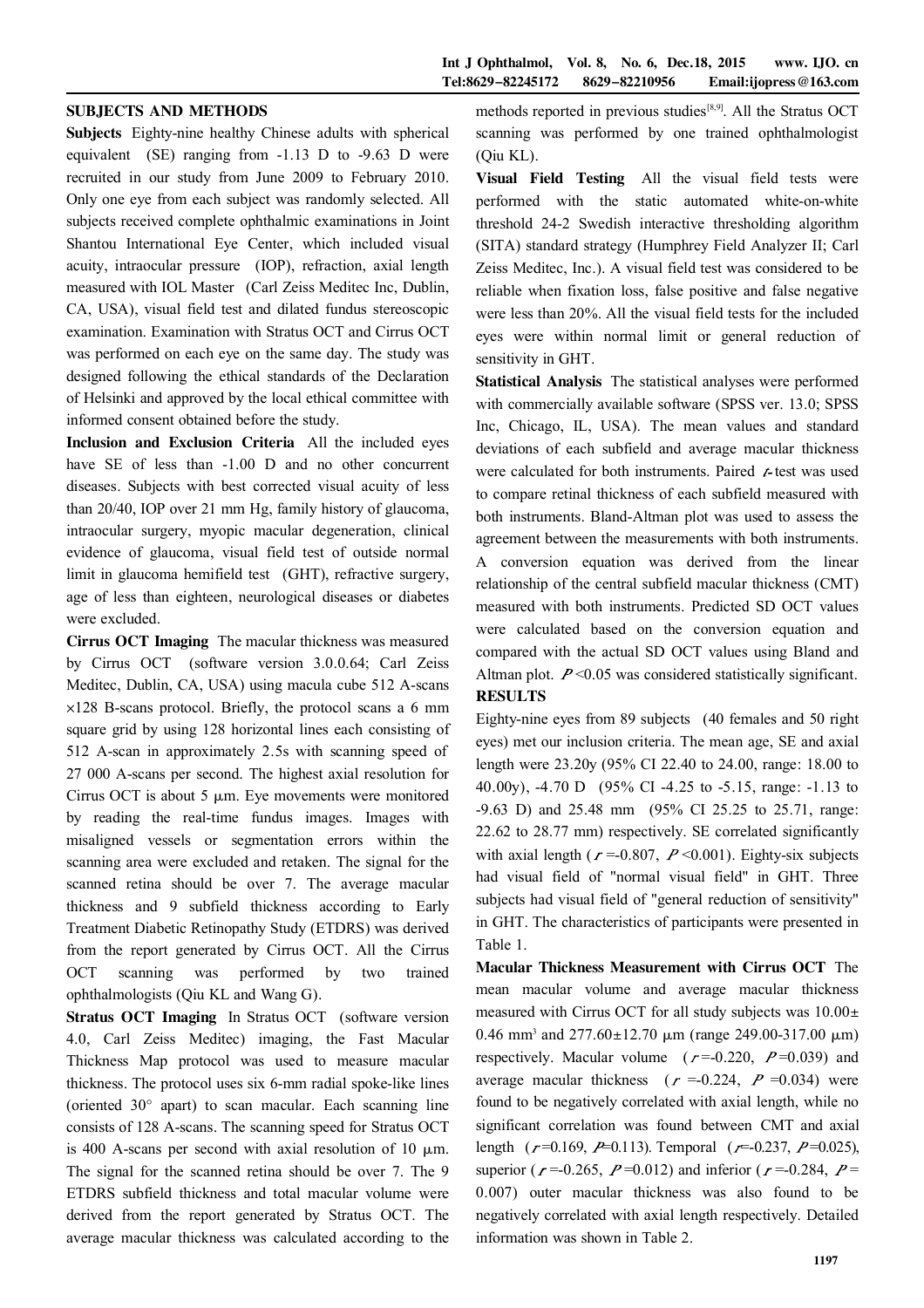## SUBJECTS AND METHODS

**Subjects** Eighty-nine healthy Chinese adults with spherical equivalent (SE) ranging from -1.13 D to -9.63 D were recruited in our study from June 2009 to February 2010. Only one eye from each subject was randomly selected. All subjects received complete ophthalmic examinations in Joint Shantou International Eye Center, which included visual acuity, intraocular pressure (IOP), refraction, axial length measured with IOL Master (Carl Zeiss Meditec Inc, Dublin, CA, USA), visual field test and dilated fundus stereoscopic examination. Examination with Stratus OCT and Cirrus OCT was performed on each eye on the same day. The study was designed following the ethical standards of the Declaration of Helsinki and approved by the local ethical committee with informed consent obtained before the study.

**Inclusion and Exclusion Criteria** All the included eyes have SE of less than -1.00 D and no other concurrent diseases. Subjects with best corrected visual acuity of less than 20/40, IOP over 21 mm Hg, family history of glaucoma, intraocular surgery, myopic macular degeneration, clinical evidence of glaucoma, visual field test of outside normal limit in glaucoma hemifield test (GHT), refractive surgery, age of less than eighteen, neurological diseases or diabetes were excluded.

**Cirrus OCT Imaging** The macular thickness was measured by Cirrus OCT (software version 3.0.0.64; Carl Zeiss Meditec, Dublin, CA, USA) using macula cube 512 A-scans ×128 B-scans protocol. Briefly, the protocol scans a 6 mm square grid by using 128 horizontal lines each consisting of 512 A-scan in approximately 2.5s with scanning speed of 27 000 A-scans per second. The highest axial resolution for Cirrus OCT is about 5 μm. Eye movements were monitored by reading the real-time fundus images. Images with misaligned vessels or segmentation errors within the scanning area were excluded and retaken. The signal for the scanned retina should be over 7. The average macular thickness and 9 subfield thickness according to Early Treatment Diabetic Retinopathy Study (ETDRS) was derived from the report generated by Cirrus OCT. All the Cirrus OCT scanning was performed by two trained ophthalmologists (Qiu KL and Wang G).

**Stratus OCT Imaging** In Stratus OCT (software version 4.0, Carl Zeiss Meditec) imaging, the Fast Macular Thickness Map protocol was used to measure macular thickness. The protocol uses six 6-mm radial spoke-like lines (oriented 30° apart) to scan macular. Each scanning line consists of 128 A-scans. The scanning speed for Stratus OCT is 400 A-scans per second with axial resolution of 10 μm. The signal for the scanned retina should be over 7. The 9 ETDRS subfield thickness and total macular volume were derived from the report generated by Stratus OCT. The average macular thickness was calculated according to the methods reported in previous studies[8,9]. All the Stratus OCT scanning was performed by one trained ophthalmologist (Qiu KL).

**Visual Field Testing** All the visual field tests were performed with the static automated white-on-white threshold 24-2 Swedish interactive thresholding algorithm (SITA) standard strategy (Humphrey Field Analyzer II; Carl Zeiss Meditec, Inc.). A visual field test was considered to be reliable when fixation loss, false positive and false negative were less than 20%. All the visual field tests for the included eyes were within normal limit or general reduction of sensitivity in GHT.

**Statistical Analysis** The statistical analyses were performed with commercially available software (SPSS ver. 13.0; SPSS Inc, Chicago, IL, USA). The mean values and standard deviations of each subfield and average macular thickness were calculated for both instruments. Paired *t*-test was used to compare retinal thickness of each subfield measured with both instruments. Bland-Altman plot was used to assess the agreement between the measurements with both instruments. A conversion equation was derived from the linear relationship of the central subfield macular thickness (CMT) measured with both instruments. Predicted SD OCT values were calculated based on the conversion equation and compared with the actual SD OCT values using Bland and Altman plot. $P<0.05$ was considered statistically significant.

## RESULTS

Eighty-nine eyes from 89 subjects (40 females and 50 right eyes) met our inclusion criteria. The mean age, SE and axial length were 23.20y (95% CI 22.40 to 24.00, range: 18.00 to 40.00y), -4.70 D (95% CI -4.25 to -5.15, range: -1.13 to -9.63 D) and 25.48 mm (95% CI 25.25 to 25.71, range: 22.62 to 28.77 mm) respectively. SE correlated significantly with axial length ($r=-0.807$, $P<0.001$). Eighty-six subjects had visual field of "normal visual field" in GHT. Three subjects had visual field of "general reduction of sensitivity" in GHT. The characteristics of participants were presented in Table 1.

**Macular Thickness Measurement with Cirrus OCT** The mean macular volume and average macular thickness measured with Cirrus OCT for all study subjects was 10.00±0.46 mm³ and 277.60±12.70 μm (range 249.00-317.00 μm) respectively. Macular volume ($r=-0.220$, $P=0.039$) and average macular thickness ($r=-0.224$, $P=0.034$) were found to be negatively correlated with axial length, while no significant correlation was found between CMT and axial length ($r=0.169$, $P=0.113$). Temporal ($r=-0.237$, $P=0.025$), superior ($r=-0.265$, $P=0.012$) and inferior ($r=-0.284$, $P=0.007$) outer macular thickness was also found to be negatively correlated with axial length respectively. Detailed information was shown in Table 2.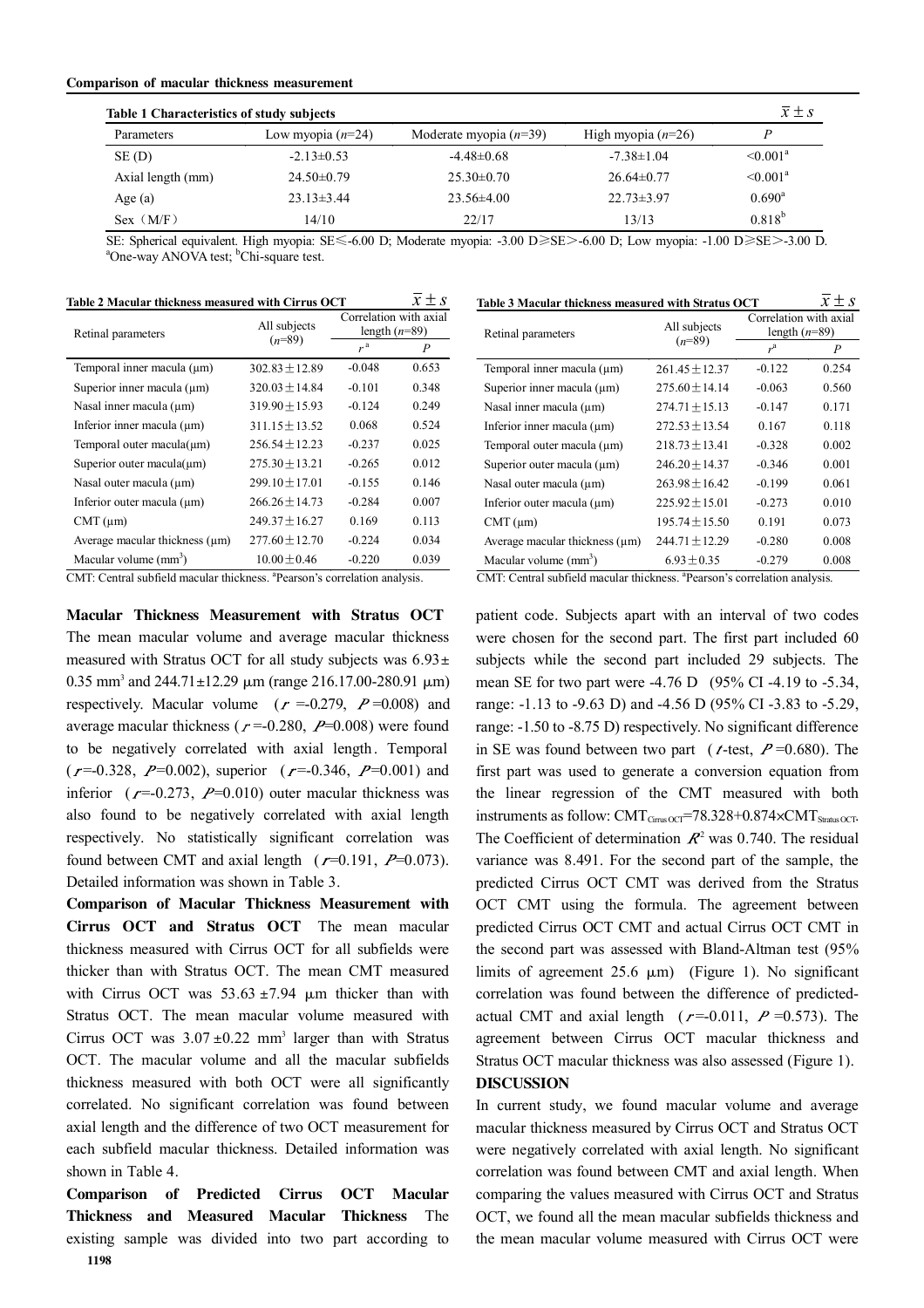**Comparison of macular thickness measurement**

**Table 1 Characteristics of study subjects** $\bar{x} \pm s$

| Parameters | Low myopia ($n$=24) | Moderate myopia ($n$=39) | High myopia ($n$=26) | $P$ |
|---|---|---|---|---|
| SE (D) | -2.13±0.53 | -4.48±0.68 | -7.38±1.04 | <0.001[a] |
| Axial length (mm) | 24.50±0.79 | 25.30±0.70 | 26.64±0.77 | <0.001[a] |
| Age (a) | 23.13±3.44 | 23.56±4.00 | 22.73±3.97 | 0.690[a] |
| Sex（M/F） | 14/10 | 22/17 | 13/13 | 0.818[b] |

SE: Spherical equivalent. High myopia: SE≤-6.00 D; Moderate myopia: -3.00 D≥SE>-6.00 D; Low myopia: -1.00 D≥SE>-3.00 D. [a]One-way ANOVA test; [b]Chi-square test.

**Table 2 Macular thickness measured with Cirrus OCT** $\bar{x} \pm s$

| Retinal parameters | All subjects ($n$=89) | Correlation with axial length ($n$=89) | |
|---|---|---|---|
| | | $r$[a] | $P$ |
| Temporal inner macula (μm) | 302.83±12.89 | -0.048 | 0.653 |
| Superior inner macula (μm) | 320.03±14.84 | -0.101 | 0.348 |
| Nasal inner macula (μm) | 319.90±15.93 | -0.124 | 0.249 |
| Inferior inner macula (μm) | 311.15±13.52 | 0.068 | 0.524 |
| Temporal outer macula(μm) | 256.54±12.23 | -0.237 | 0.025 |
| Superior outer macula(μm) | 275.30±13.21 | -0.265 | 0.012 |
| Nasal outer macula (μm) | 299.10±17.01 | -0.155 | 0.146 |
| Inferior outer macula (μm) | 266.26±14.73 | -0.284 | 0.007 |
| CMT (μm) | 249.37±16.27 | 0.169 | 0.113 |
| Average macular thickness (μm) | 277.60±12.70 | -0.224 | 0.034 |
| Macular volume (mm$^3$) | 10.00±0.46 | -0.220 | 0.039 |

CMT: Central subfield macular thickness. [a]Pearson's correlation analysis.

**Table 3 Macular thickness measured with Stratus OCT** $\bar{x} \pm s$

| Retinal parameters | All subjects ($n$=89) | Correlation with axial length ($n$=89) | |
|---|---|---|---|
| | | $r$[a] | $P$ |
| Temporal inner macula (μm) | 261.45±12.37 | -0.122 | 0.254 |
| Superior inner macula (μm) | 275.60±14.14 | -0.063 | 0.560 |
| Nasal inner macula (μm) | 274.71±15.13 | -0.147 | 0.171 |
| Inferior inner macula (μm) | 272.53±13.54 | 0.167 | 0.118 |
| Temporal outer macula (μm) | 218.73±13.41 | -0.328 | 0.002 |
| Superior outer macula (μm) | 246.20±14.37 | -0.346 | 0.001 |
| Nasal outer macula (μm) | 263.98±16.42 | -0.199 | 0.061 |
| Inferior outer macula (μm) | 225.92±15.01 | -0.273 | 0.010 |
| CMT (μm) | 195.74±15.50 | 0.191 | 0.073 |
| Average macular thickness (μm) | 244.71±12.29 | -0.280 | 0.008 |
| Macular volume (mm$^3$) | 6.93±0.35 | -0.279 | 0.008 |

CMT: Central subfield macular thickness. [a]Pearson's correlation analysis.

**Macular Thickness Measurement with Stratus OCT** The mean macular volume and average macular thickness measured with Stratus OCT for all study subjects was 6.93±0.35 mm$^3$ and 244.71±12.29 μm (range 216.17.00-280.91 μm) respectively. Macular volume ($r$=-0.279, $P$=0.008) and average macular thickness ($r$=-0.280, $P$=0.008) were found to be negatively correlated with axial length. Temporal ($r$=-0.328, $P$=0.002), superior ($r$=-0.346, $P$=0.001) and inferior ($r$=-0.273, $P$=0.010) outer macular thickness was also found to be negatively correlated with axial length respectively. No statistically significant correlation was found between CMT and axial length ($r$=0.191, $P$=0.073). Detailed information was shown in Table 3.

**Comparison of Macular Thickness Measurement with Cirrus OCT and Stratus OCT** The mean macular thickness measured with Cirrus OCT for all subfields were thicker than with Stratus OCT. The mean CMT measured with Cirrus OCT was 53.63±7.94 μm thicker than with Stratus OCT. The mean macular volume measured with Cirrus OCT was 3.07±0.22 mm$^3$ larger than with Stratus OCT. The macular volume and all the macular subfields thickness measured with both OCT were all significantly correlated. No significant correlation was found between axial length and the difference of two OCT measurement for each subfield macular thickness. Detailed information was shown in Table 4.

**Comparison of Predicted Cirrus OCT Macular Thickness and Measured Macular Thickness** The existing sample was divided into two part according to patient code. Subjects apart with an interval of two codes were chosen for the second part. The first part included 60 subjects while the second part included 29 subjects. The mean SE for two part were -4.76 D (95% CI -4.19 to -5.34, range: -1.13 to -9.63 D) and -4.56 D (95% CI -3.83 to -5.29, range: -1.50 to -8.75 D) respectively. No significant difference in SE was found between two part ($t$-test, $P$=0.680). The first part was used to generate a conversion equation from the linear regression of the CMT measured with both instruments as follow: $CMT_{Cirrus\ OCT}=78.328+0.874\times CMT_{Stratus\ OCT}$. The Coefficient of determination $R^2$ was 0.740. The residual variance was 8.491. For the second part of the sample, the predicted Cirrus OCT CMT was derived from the Stratus OCT CMT using the formula. The agreement between predicted Cirrus OCT CMT and actual Cirrus OCT CMT in the second part was assessed with Bland-Altman test (95% limits of agreement 25.6 μm) (Figure 1). No significant correlation was found between the difference of predicted-actual CMT and axial length ($r$=-0.011, $P$=0.573). The agreement between Cirrus OCT macular thickness and Stratus OCT macular thickness was also assessed (Figure 1).

## DISCUSSION

In current study, we found macular volume and average macular thickness measured by Cirrus OCT and Stratus OCT were negatively correlated with axial length. No significant correlation was found between CMT and axial length. When comparing the values measured with Cirrus OCT and Stratus OCT, we found all the mean macular subfields thickness and the mean macular volume measured with Cirrus OCT were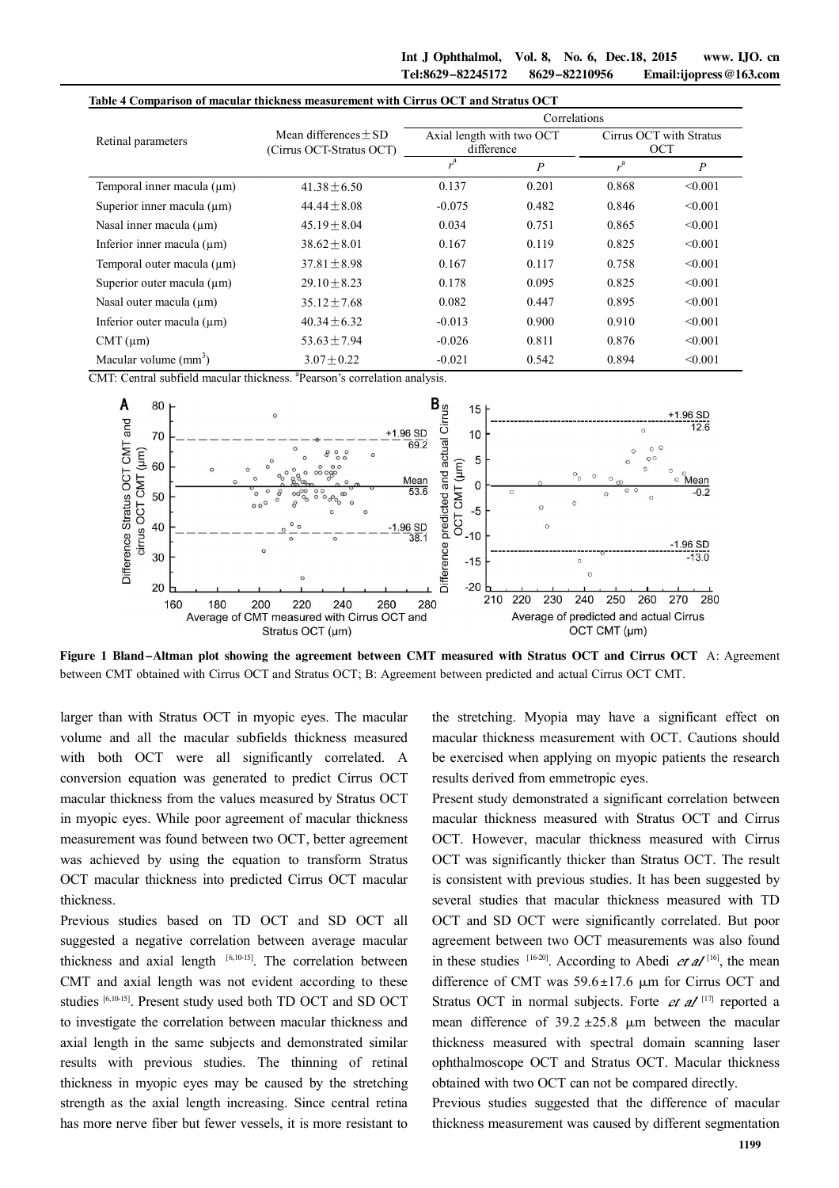**Table 4 Comparison of macular thickness measurement with Cirrus OCT and Stratus OCT**

| Retinal parameters | Mean differences±SD (Cirrus OCT-Stratus OCT) | Correlations | | | |
|---|---|---|---|---|---|
| | | Axial length with two OCT difference | | Cirrus OCT with Stratus OCT | |
| | | $r^a$ | $P$ | $r^a$ | $P$ |
| Temporal inner macula (μm) | 41.38±6.50 | 0.137 | 0.201 | 0.868 | <0.001 |
| Superior inner macula (μm) | 44.44±8.08 | -0.075 | 0.482 | 0.846 | <0.001 |
| Nasal inner macula (μm) | 45.19±8.04 | 0.034 | 0.751 | 0.865 | <0.001 |
| Inferior inner macula (μm) | 38.62±8.01 | 0.167 | 0.119 | 0.825 | <0.001 |
| Temporal outer macula (μm) | 37.81±8.98 | 0.167 | 0.117 | 0.758 | <0.001 |
| Superior outer macula (μm) | 29.10±8.23 | 0.178 | 0.095 | 0.825 | <0.001 |
| Nasal outer macula (μm) | 35.12±7.68 | 0.082 | 0.447 | 0.895 | <0.001 |
| Inferior outer macula (μm) | 40.34±6.32 | -0.013 | 0.900 | 0.910 | <0.001 |
| CMT (μm) | 53.63±7.94 | -0.026 | 0.811 | 0.876 | <0.001 |
| Macular volume ($mm^3$) | 3.07±0.22 | -0.021 | 0.542 | 0.894 | <0.001 |

CMT: Central subfield macular thickness. [a]Pearson's correlation analysis.

**Figure 1 Bland–Altman plot showing the agreement between CMT measured with Stratus OCT and Cirrus OCT** A: Agreement between CMT obtained with Cirrus OCT and Stratus OCT; B: Agreement between predicted and actual Cirrus OCT CMT.

larger than with Stratus OCT in myopic eyes. The macular volume and all the macular subfields thickness measured with both OCT were all significantly correlated. A conversion equation was generated to predict Cirrus OCT macular thickness from the values measured by Stratus OCT in myopic eyes. While poor agreement of macular thickness measurement was found between two OCT, better agreement was achieved by using the equation to transform Stratus OCT macular thickness into predicted Cirrus OCT macular thickness.

Previous studies based on TD OCT and SD OCT all suggested a negative correlation between average macular thickness and axial length [6,10-15]. The correlation between CMT and axial length was not evident according to these studies [6,10-15]. Present study used both TD OCT and SD OCT to investigate the correlation between macular thickness and axial length in the same subjects and demonstrated similar results with previous studies. The thinning of retinal thickness in myopic eyes may be caused by the stretching strength as the axial length increasing. Since central retina has more nerve fiber but fewer vessels, it is more resistant to the stretching. Myopia may have a significant effect on macular thickness measurement with OCT. Cautions should be exercised when applying on myopic patients the research results derived from emmetropic eyes.

Present study demonstrated a significant correlation between macular thickness measured with Stratus OCT and Cirrus OCT. However, macular thickness measured with Cirrus OCT was significantly thicker than Stratus OCT. The result is consistent with previous studies. It has been suggested by several studies that macular thickness measured with TD OCT and SD OCT were significantly correlated. But poor agreement between two OCT measurements was also found in these studies [16-20]. According to Abedi *et al* [16], the mean difference of CMT was 59.6±17.6 μm for Cirrus OCT and Stratus OCT in normal subjects. Forte *et al* [17] reported a mean difference of 39.2±25.8 μm between the macular thickness measured with spectral domain scanning laser ophthalmoscope OCT and Stratus OCT. Macular thickness obtained with two OCT can not be compared directly.

Previous studies suggested that the difference of macular thickness measurement was caused by different segmentation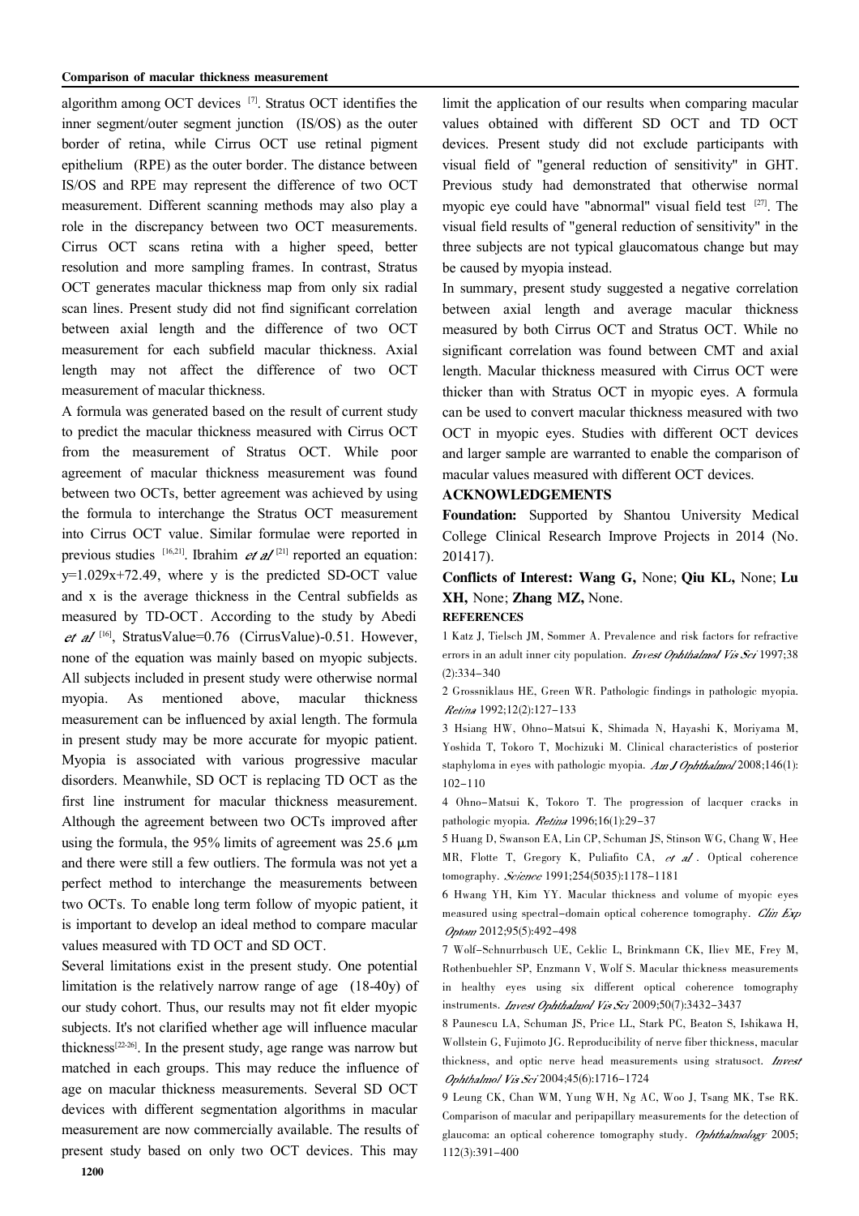algorithm among OCT devices [7]. Stratus OCT identifies the inner segment/outer segment junction (IS/OS) as the outer border of retina, while Cirrus OCT use retinal pigment epithelium (RPE) as the outer border. The distance between IS/OS and RPE may represent the difference of two OCT measurement. Different scanning methods may also play a role in the discrepancy between two OCT measurements. Cirrus OCT scans retina with a higher speed, better resolution and more sampling frames. In contrast, Stratus OCT generates macular thickness map from only six radial scan lines. Present study did not find significant correlation between axial length and the difference of two OCT measurement for each subfield macular thickness. Axial length may not affect the difference of two OCT measurement of macular thickness.

A formula was generated based on the result of current study to predict the macular thickness measured with Cirrus OCT from the measurement of Stratus OCT. While poor agreement of macular thickness measurement was found between two OCTs, better agreement was achieved by using the formula to interchange the Stratus OCT measurement into Cirrus OCT value. Similar formulae were reported in previous studies [16,21]. Ibrahim *et al* [21] reported an equation: $y=1.029x+72.49$, where y is the predicted SD-OCT value and x is the average thickness in the Central subfields as measured by TD-OCT. According to the study by Abedi *et al* [16], StratusValue=0.76 (CirrusValue)-0.51. However, none of the equation was mainly based on myopic subjects. All subjects included in present study were otherwise normal myopia. As mentioned above, macular thickness measurement can be influenced by axial length. The formula in present study may be more accurate for myopic patient. Myopia is associated with various progressive macular disorders. Meanwhile, SD OCT is replacing TD OCT as the first line instrument for macular thickness measurement. Although the agreement between two OCTs improved after using the formula, the 95% limits of agreement was 25.6 μm and there were still a few outliers. The formula was not yet a perfect method to interchange the measurements between two OCTs. To enable long term follow of myopic patient, it is important to develop an ideal method to compare macular values measured with TD OCT and SD OCT.

Several limitations exist in the present study. One potential limitation is the relatively narrow range of age (18-40y) of our study cohort. Thus, our results may not fit elder myopic subjects. It's not clarified whether age will influence macular thickness[22-26]. In the present study, age range was narrow but matched in each groups. This may reduce the influence of age on macular thickness measurements. Several SD OCT devices with different segmentation algorithms in macular measurement are now commercially available. The results of present study based on only two OCT devices. This may limit the application of our results when comparing macular values obtained with different SD OCT and TD OCT devices. Present study did not exclude participants with visual field of "general reduction of sensitivity" in GHT. Previous study had demonstrated that otherwise normal myopic eye could have "abnormal" visual field test [27]. The visual field results of "general reduction of sensitivity" in the three subjects are not typical glaucomatous change but may be caused by myopia instead.

In summary, present study suggested a negative correlation between axial length and average macular thickness measured by both Cirrus OCT and Stratus OCT. While no significant correlation was found between CMT and axial length. Macular thickness measured with Cirrus OCT were thicker than with Stratus OCT in myopic eyes. A formula can be used to convert macular thickness measured with two OCT in myopic eyes. Studies with different OCT devices and larger sample are warranted to enable the comparison of macular values measured with different OCT devices.

## ACKNOWLEDGEMENTS

**Foundation:** Supported by Shantou University Medical College Clinical Research Improve Projects in 2014 (No. 201417).

**Conflicts of Interest: Wang G,** None; **Qiu KL,** None; **Lu XH,** None; **Zhang MZ,** None.

## REFERENCES

1 Katz J, Tielsch JM, Sommer A. Prevalence and risk factors for refractive errors in an adult inner city population. *Invest Ophthalmol Vis Sci* 1997;38(2):334-340

2 Grossniklaus HE, Green WR. Pathologic findings in pathologic myopia. *Retina* 1992;12(2):127-133

3 Hsiang HW, Ohno-Matsui K, Shimada N, Hayashi K, Moriyama M, Yoshida T, Tokoro T, Mochizuki M. Clinical characteristics of posterior staphyloma in eyes with pathologic myopia. *Am J Ophthalmol* 2008;146(1):102-110

4 Ohno-Matsui K, Tokoro T. The progression of lacquer cracks in pathologic myopia. *Retina* 1996;16(1):29-37

5 Huang D, Swanson EA, Lin CP, Schuman JS, Stinson WG, Chang W, Hee MR, Flotte T, Gregory K, Puliafito CA, *et al*. Optical coherence tomography. *Science* 1991;254(5035):1178-1181

6 Hwang YH, Kim YY. Macular thickness and volume of myopic eyes measured using spectral-domain optical coherence tomography. *Clin Exp Optom* 2012;95(5):492-498

7 Wolf-Schnurrbusch UE, Ceklic L, Brinkmann CK, Iliev ME, Frey M, Rothenbuehler SP, Enzmann V, Wolf S. Macular thickness measurements in healthy eyes using six different optical coherence tomography instruments. *Invest Ophthalmol Vis Sci* 2009;50(7):3432-3437

8 Paunescu LA, Schuman JS, Price LL, Stark PC, Beaton S, Ishikawa H, Wollstein G, Fujimoto JG. Reproducibility of nerve fiber thickness, macular thickness, and optic nerve head measurements using stratusoct. *Invest Ophthalmol Vis Sci* 2004;45(6):1716-1724

9 Leung CK, Chan WM, Yung WH, Ng AC, Woo J, Tsang MK, Tse RK. Comparison of macular and peripapillary measurements for the detection of glaucoma: an optical coherence tomography study. *Ophthalmology* 2005;112(3):391-400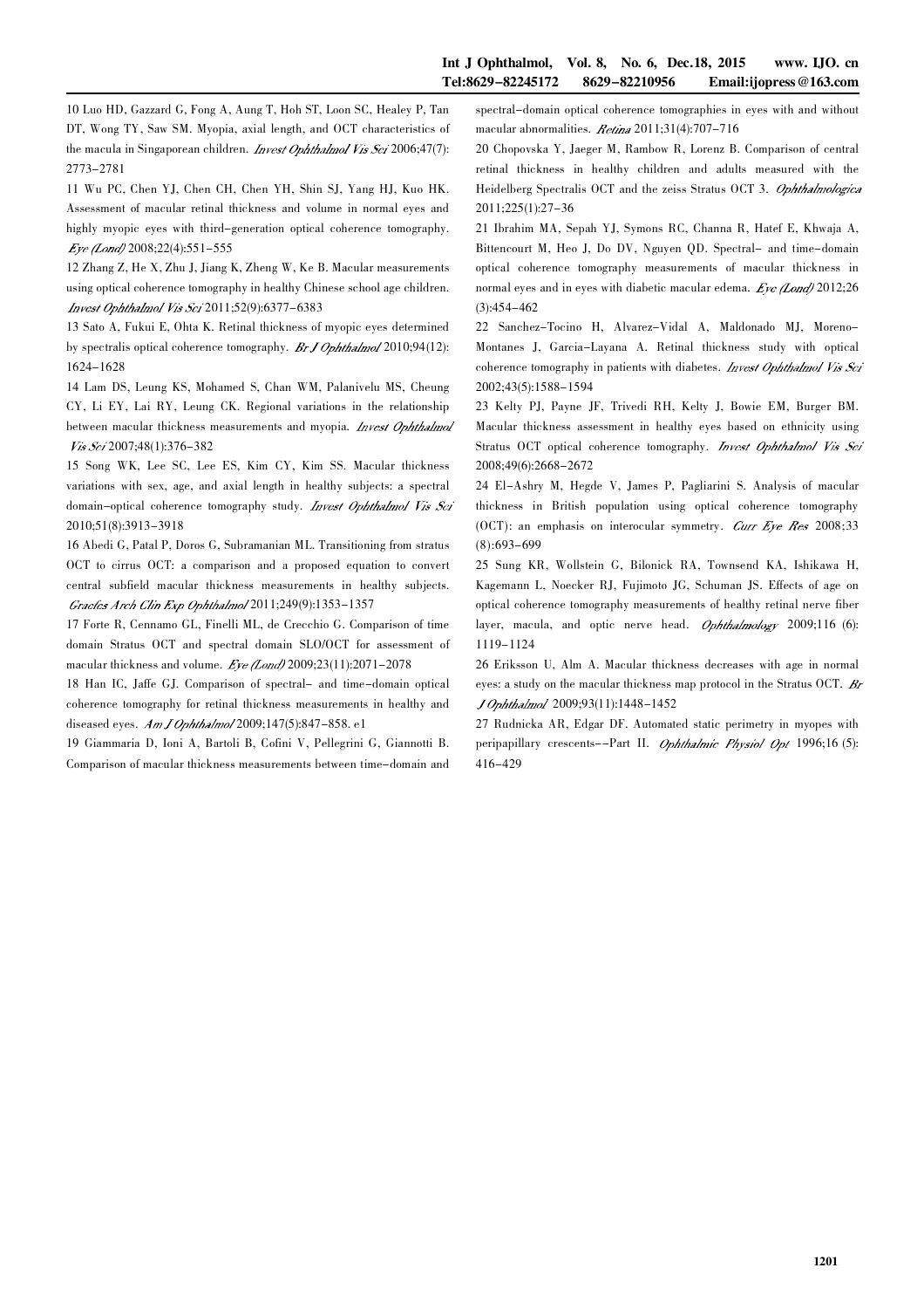10 Luo HD, Gazzard G, Fong A, Aung T, Hoh ST, Loon SC, Healey P, Tan DT, Wong TY, Saw SM. Myopia, axial length, and OCT characteristics of the macula in Singaporean children. *Invest Ophthalmol Vis Sci* 2006;47(7):2773–2781

11 Wu PC, Chen YJ, Chen CH, Chen YH, Shin SJ, Yang HJ, Kuo HK. Assessment of macular retinal thickness and volume in normal eyes and highly myopic eyes with third–generation optical coherence tomography. *Eye (Lond)* 2008;22(4):551–555

12 Zhang Z, He X, Zhu J, Jiang K, Zheng W, Ke B. Macular measurements using optical coherence tomography in healthy Chinese school age children. *Invest Ophthalmol Vis Sci* 2011;52(9):6377–6383

13 Sato A, Fukui E, Ohta K. Retinal thickness of myopic eyes determined by spectralis optical coherence tomography. *Br J Ophthalmol* 2010;94(12):1624–1628

14 Lam DS, Leung KS, Mohamed S, Chan WM, Palanivelu MS, Cheung CY, Li EY, Lai RY, Leung CK. Regional variations in the relationship between macular thickness measurements and myopia. *Invest Ophthalmol Vis Sci* 2007;48(1):376–382

15 Song WK, Lee SC, Lee ES, Kim CY, Kim SS. Macular thickness variations with sex, age, and axial length in healthy subjects: a spectral domain–optical coherence tomography study. *Invest Ophthalmol Vis Sci* 2010;51(8):3913–3918

16 Abedi G, Patal P, Doros G, Subramanian ML. Transitioning from stratus OCT to cirrus OCT: a comparison and a proposed equation to convert central subfield macular thickness measurements in healthy subjects. *Graefes Arch Clin Exp Ophthalmol* 2011;249(9):1353–1357

17 Forte R, Cennamo GL, Finelli ML, de Crecchio G. Comparison of time domain Stratus OCT and spectral domain SLO/OCT for assessment of macular thickness and volume. *Eye (Lond)* 2009;23(11):2071–2078

18 Han IC, Jaffe GJ. Comparison of spectral– and time–domain optical coherence tomography for retinal thickness measurements in healthy and diseased eyes. *Am J Ophthalmol* 2009;147(5):847–858. e1

19 Giammaria D, Ioni A, Bartoli B, Cofini V, Pellegrini G, Giannotti B. Comparison of macular thickness measurements between time–domain and spectral–domain optical coherence tomographies in eyes with and without macular abnormalities. *Retina* 2011;31(4):707–716

20 Chopovska Y, Jaeger M, Rambow R, Lorenz B. Comparison of central retinal thickness in healthy children and adults measured with the Heidelberg Spectralis OCT and the zeiss Stratus OCT 3. *Ophthalmologica* 2011;225(1):27–36

21 Ibrahim MA, Sepah YJ, Symons RC, Channa R, Hatef E, Khwaja A, Bittencourt M, Heo J, Do DV, Nguyen QD. Spectral– and time–domain optical coherence tomography measurements of macular thickness in normal eyes and in eyes with diabetic macular edema. *Eye (Lond)* 2012;26(3):454–462

22 Sanchez–Tocino H, Alvarez–Vidal A, Maldonado MJ, Moreno–Montanes J, Garcia–Layana A. Retinal thickness study with optical coherence tomography in patients with diabetes. *Invest Ophthalmol Vis Sci* 2002;43(5):1588–1594

23 Kelty PJ, Payne JF, Trivedi RH, Kelty J, Bowie EM, Burger BM. Macular thickness assessment in healthy eyes based on ethnicity using Stratus OCT optical coherence tomography. *Invest Ophthalmol Vis Sci* 2008;49(6):2668–2672

24 El–Ashry M, Hegde V, James P, Pagliarini S. Analysis of macular thickness in British population using optical coherence tomography (OCT): an emphasis on interocular symmetry. *Curr Eye Res* 2008;33(8):693–699

25 Sung KR, Wollstein G, Bilonick RA, Townsend KA, Ishikawa H, Kagemann L, Noecker RJ, Fujimoto JG, Schuman JS. Effects of age on optical coherence tomography measurements of healthy retinal nerve fiber layer, macula, and optic nerve head. *Ophthalmology* 2009;116 (6):1119–1124

26 Eriksson U, Alm A. Macular thickness decreases with age in normal eyes: a study on the macular thickness map protocol in the Stratus OCT. *Br J Ophthalmol* 2009;93(11):1448–1452

27 Rudnicka AR, Edgar DF. Automated static perimetry in myopes with peripapillary crescents––Part II. *Ophthalmic Physiol Opt* 1996;16 (5):416–429